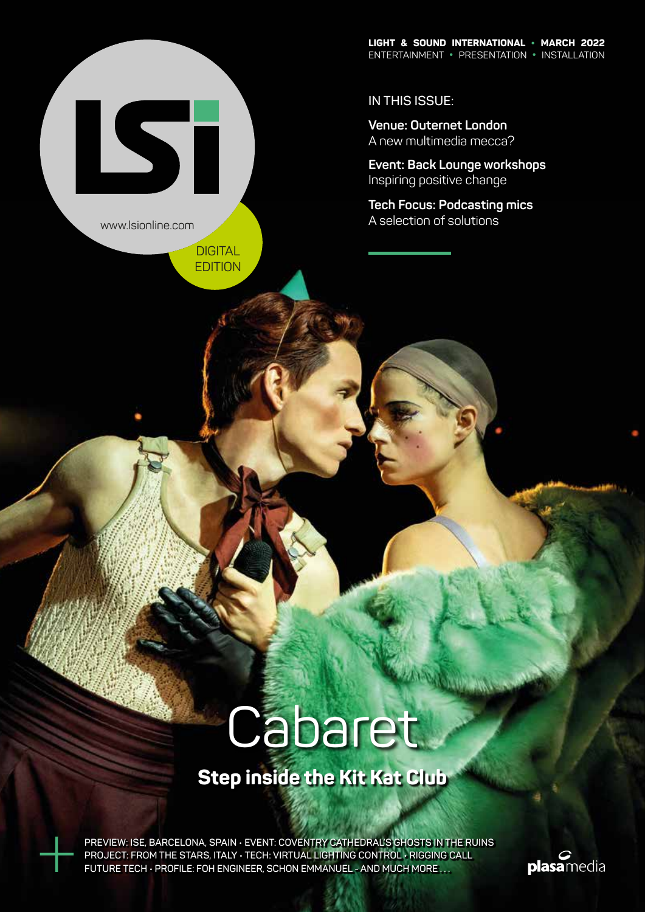LSi

www.lsionline.com

DIGITAL EDITION

**LIGHT & SOUND INTERNATIONAL • MARCH 2022**
ENTERTAINMENT • PRESENTATION • INSTALLATION

IN THIS ISSUE:

**Venue: Outernet London**
A new multimedia mecca?

**Event: Back Lounge workshops**
Inspiring positive change

**Tech Focus: Podcasting mics**
A selection of solutions

# Cabaret

## Step inside the Kit Kat Club

PREVIEW: ISE, BARCELONA, SPAIN • EVENT: COVENTRY CATHEDRAL'S GHOSTS IN THE RUINS
PROJECT: FROM THE STARS, ITALY • TECH: VIRTUAL LIGHTING CONTROL • RIGGING CALL
FUTURE TECH • PROFILE: FOH ENGINEER, SCHON EMMANUEL - AND MUCH MORE . . .

plasamedia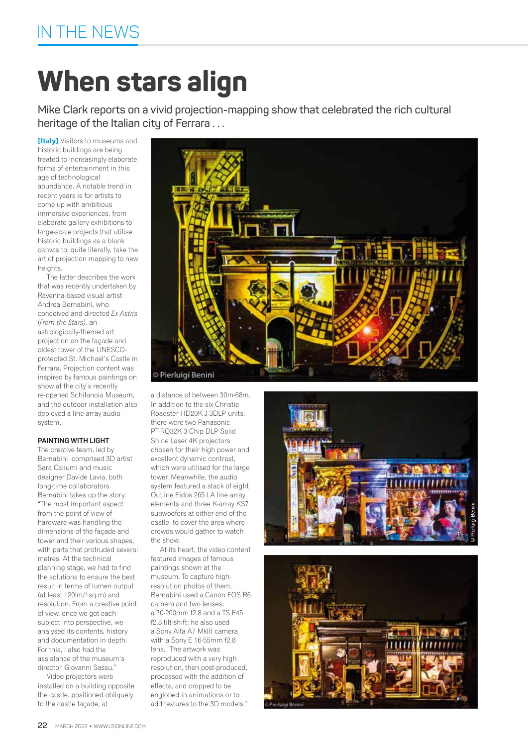IN THE NEWS

# When stars align

Mike Clark reports on a vivid projection-mapping show that celebrated the rich cultural heritage of the Italian city of Ferrara . . .

**[Italy]** Visitors to museums and historic buildings are being treated to increasingly elaborate forms of entertainment in this age of technological abundance. A notable trend in recent years is for artists to come up with ambitious immersive experiences, from elaborate gallery exhibitions to large-scale projects that utilise historic buildings as a blank canvas to, quite literally, take the art of projection mapping to new heights.

The latter describes the work that was recently undertaken by Ravenna-based visual artist Andrea Bernabini, who conceived and directed *Ex Astris* (*From the Stars*), an astrologically-themed art projection on the façade and oldest tower of the UNESCO-protected St. Michael's Castle in Ferrara. Projection content was inspired by famous paintings on show at the city's recently re-opened Schifanoia Museum, and the outdoor installation also deployed a line-array audio system.

### PAINTING WITH LIGHT

The creative team, led by Bernabini, comprised 3D artist Sara Caliumi and music designer Davide Lavia, both long-time collaborators. Bernabini takes up the story: "The most important aspect from the point of view of hardware was handling the dimensions of the façade and tower and their various shapes, with parts that protruded several metres. At the technical planning stage, we had to find the solutions to ensure the best result in terms of lumen output (at least 120lm/1sq.m) and resolution. From a creative point of view, once we got each subject into perspective, we analysed its contents, history and documentation in depth. For this, I also had the assistance of the museum's director, Giovanni Sassu."

Video projectors were installed on a building opposite the castle, positioned obliquely to the castle façade, at a distance of between 30m-68m. In addition to the six Christie Roadster HD20K-J 3DLP units, there were two Panasonic PT-RQ32K 3-Chip DLP Solid Shine Laser 4K projectors chosen for their high power and excellent dynamic contrast, which were utilised for the large tower. Meanwhile, the audio system featured a stack of eight Outline Eidos 265 LA line array elements and three K-array KS7 subwoofers at either end of the castle, to cover the area where crowds would gather to watch the show.

At its heart, the video content featured images of famous paintings shown at the museum. To capture high-resolution photos of them, Bernabini used a Canon EOS R6 camera and two lenses, a 70-200mm f2.8 and a TS E45 f2.8 tilt-shift; he also used a Sony Alfa A7 MkIII camera with a Sony E 16-55mm f2.8 lens. "The artwork was reproduced with a very high resolution, then post-produced, processed with the addition of effects, and cropped to be englobed in animations or to add textures to the 3D models."

© Pierluigi Benini

© Pierluigi Benini

© Pierluigi Benini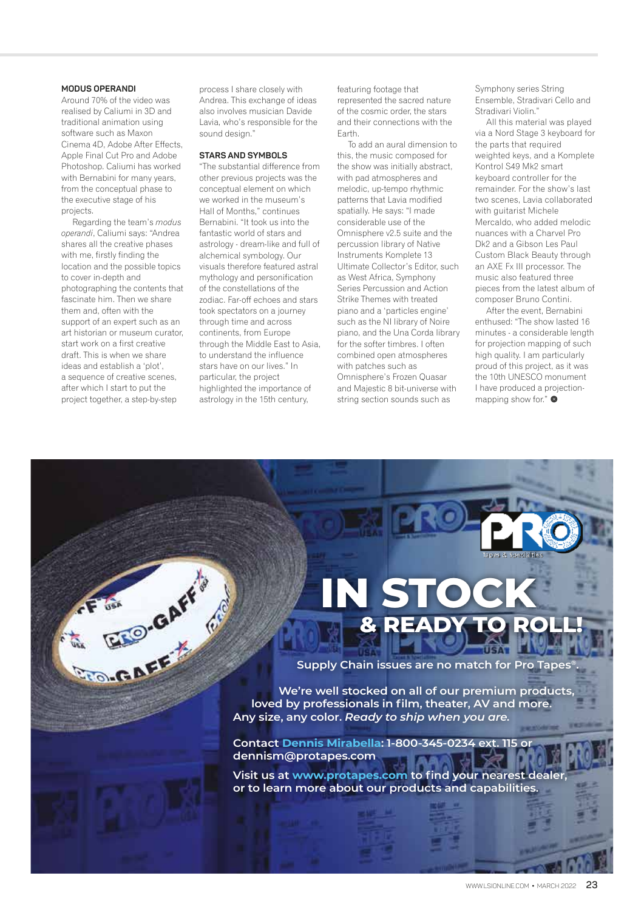### MODUS OPERANDI

Around 70% of the video was realised by Caliumi in 3D and traditional animation using software such as Maxon Cinema 4D, Adobe After Effects, Apple Final Cut Pro and Adobe Photoshop. Caliumi has worked with Bernabini for many years, from the conceptual phase to the executive stage of his projects.

Regarding the team's *modus operandi*, Caliumi says: "Andrea shares all the creative phases with me, firstly finding the location and the possible topics to cover in-depth and photographing the contents that fascinate him. Then we share them and, often with the support of an expert such as an art historian or museum curator, start work on a first creative draft. This is when we share ideas and establish a 'plot', a sequence of creative scenes, after which I start to put the project together, a step-by-step process I share closely with Andrea. This exchange of ideas also involves musician Davide Lavia, who's responsible for the sound design."

### STARS AND SYMBOLS

"The substantial difference from other previous projects was the conceptual element on which we worked in the museum's Hall of Months," continues Bernabini. "It took us into the fantastic world of stars and astrology - dream-like and full of alchemical symbology. Our visuals therefore featured astral mythology and personification of the constellations of the zodiac. Far-off echoes and stars took spectators on a journey through time and across continents, from Europe through the Middle East to Asia, to understand the influence stars have on our lives." In particular, the project highlighted the importance of astrology in the 15th century, featuring footage that represented the sacred nature of the cosmic order, the stars and their connections with the Earth.

To add an aural dimension to this, the music composed for the show was initially abstract, with pad atmospheres and melodic, up-tempo rhythmic patterns that Lavia modified spatially. He says: "I made considerable use of the Omnisphere v2.5 suite and the percussion library of Native Instruments Komplete 13 Ultimate Collector's Editor, such as West Africa, Symphony Series Percussion and Action Strike Themes with treated piano and a 'particles engine' such as the NI library of Noire piano, and the Una Corda library for the softer timbres. I often combined open atmospheres with patches such as Omnisphere's Frozen Quasar and Majestic 8 bit-universe with string section sounds such as Symphony series String Ensemble, Stradivari Cello and Stradivari Violin."

All this material was played via a Nord Stage 3 keyboard for the parts that required weighted keys, and a Komplete Kontrol S49 Mk2 smart keyboard controller for the remainder. For the show's last two scenes, Lavia collaborated with guitarist Michele Mercaldo, who added melodic nuances with a Charvel Pro Dk2 and a Gibson Les Paul Custom Black Beauty through an AXE Fx III processor. The music also featured three pieces from the latest album of composer Bruno Contini.

After the event, Bernabini enthused: "The show lasted 16 minutes - a considerable length for projection mapping of such high quality. I am particularly proud of this project, as it was the 10th UNESCO monument I have produced a projection-mapping show for."

# IN STOCK
## & READY TO ROLL!

**Supply Chain issues are no match for Pro Tapes®.**

**We're well stocked on all of our premium products, loved by professionals in film, theater, AV and more. Any size, any color.** ***Ready to ship when you are.***

**Contact Dennis Mirabella: 1-800-345-0234 ext. 115 or dennism@protapes.com**

**Visit us at www.protapes.com to find your nearest dealer, or to learn more about our products and capabilities.**